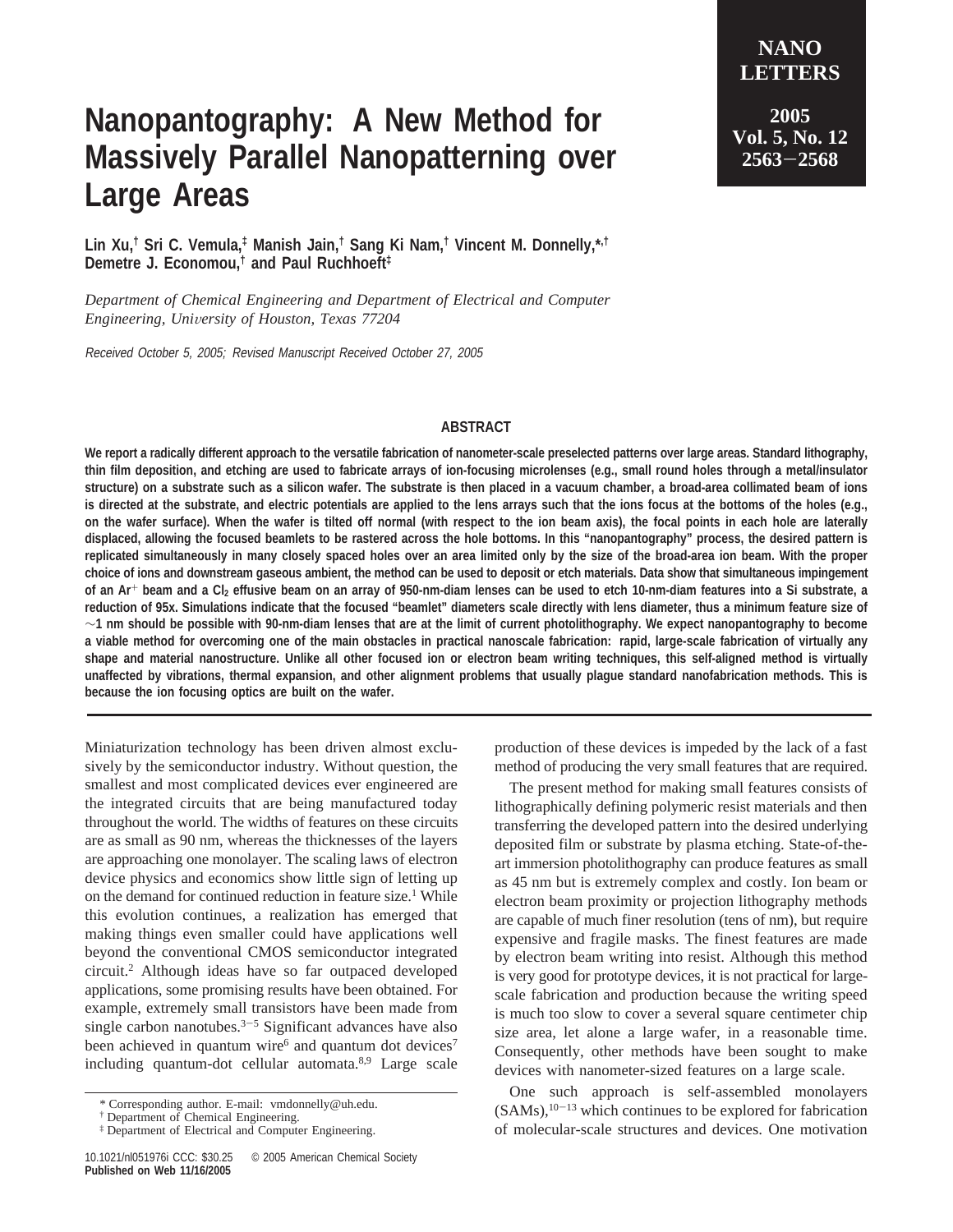# Nanopantography: A New Method for Massively Parallel Nanopatterning over Large Areas

**Lin Xu,[†] Sri C. Vemula,[‡] Manish Jain,[†] Sang Ki Nam,[†] Vincent M. Donnelly,*[,†] Demetre J. Economou,[†] and Paul Ruchhoeft[‡]**

*Department of Chemical Engineering and Department of Electrical and Computer Engineering, University of Houston, Texas 77204*

*Received October 5, 2005; Revised Manuscript Received October 27, 2005*

## ABSTRACT

**We report a radically different approach to the versatile fabrication of nanometer-scale preselected patterns over large areas. Standard lithography, thin film deposition, and etching are used to fabricate arrays of ion-focusing microlenses (e.g., small round holes through a metal/insulator structure) on a substrate such as a silicon wafer. The substrate is then placed in a vacuum chamber, a broad-area collimated beam of ions is directed at the substrate, and electric potentials are applied to the lens arrays such that the ions focus at the bottoms of the holes (e.g., on the wafer surface). When the wafer is tilted off normal (with respect to the ion beam axis), the focal points in each hole are laterally displaced, allowing the focused beamlets to be rastered across the hole bottoms. In this "nanopantography" process, the desired pattern is replicated simultaneously in many closely spaced holes over an area limited only by the size of the broad-area ion beam. With the proper choice of ions and downstream gaseous ambient, the method can be used to deposit or etch materials. Data show that simultaneous impingement of an $Ar^+$ beam and a $Cl_2$ effusive beam on an array of 950-nm-diam lenses can be used to etch 10-nm-diam features into a Si substrate, a reduction of 95x. Simulations indicate that the focused "beamlet" diameters scale directly with lens diameter, thus a minimum feature size of ~1 nm should be possible with 90-nm-diam lenses that are at the limit of current photolithography. We expect nanopantography to become a viable method for overcoming one of the main obstacles in practical nanoscale fabrication: rapid, large-scale fabrication of virtually any shape and material nanostructure. Unlike all other focused ion or electron beam writing techniques, this self-aligned method is virtually unaffected by vibrations, thermal expansion, and other alignment problems that usually plague standard nanofabrication methods. This is because the ion focusing optics are built on the wafer.**

Miniaturization technology has been driven almost exclusively by the semiconductor industry. Without question, the smallest and most complicated devices ever engineered are the integrated circuits that are being manufactured today throughout the world. The widths of features on these circuits are as small as 90 nm, whereas the thicknesses of the layers are approaching one monolayer. The scaling laws of electron device physics and economics show little sign of letting up on the demand for continued reduction in feature size.[1] While this evolution continues, a realization has emerged that making things even smaller could have applications well beyond the conventional CMOS semiconductor integrated circuit.[2] Although ideas have so far outpaced developed applications, some promising results have been obtained. For example, extremely small transistors have been made from single carbon nanotubes.[3−5] Significant advances have also been achieved in quantum wire[6] and quantum dot devices[7] including quantum-dot cellular automata.[8,9] Large scale production of these devices is impeded by the lack of a fast method of producing the very small features that are required.

The present method for making small features consists of lithographically defining polymeric resist materials and then transferring the developed pattern into the desired underlying deposited film or substrate by plasma etching. State-of-the-art immersion photolithography can produce features as small as 45 nm but is extremely complex and costly. Ion beam or electron beam proximity or projection lithography methods are capable of much finer resolution (tens of nm), but require expensive and fragile masks. The finest features are made by electron beam writing into resist. Although this method is very good for prototype devices, it is not practical for large-scale fabrication and production because the writing speed is much too slow to cover a several square centimeter chip size area, let alone a large wafer, in a reasonable time. Consequently, other methods have been sought to make devices with nanometer-sized features on a large scale.

One such approach is self-assembled monolayers (SAMs),[10−13] which continues to be explored for fabrication of molecular-scale structures and devices. One motivation

\* Corresponding author. E-mail: vmdonnelly@uh.edu.
[†] Department of Chemical Engineering.
[‡] Department of Electrical and Computer Engineering.

10.1021/nl051976i CCC: $30.25 © 2005 American Chemical Society
**Published on Web 11/16/2005**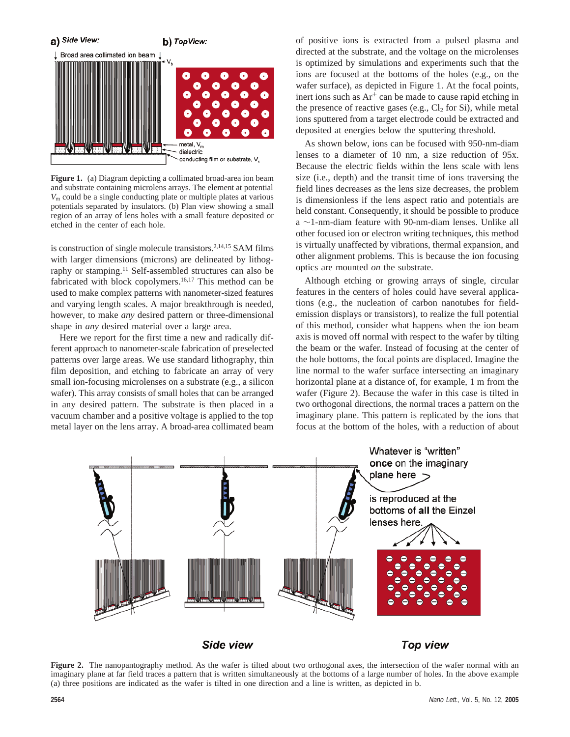Figure 1. (a) Diagram depicting a collimated broad-area ion beam and substrate containing microlens arrays. The element at potential $V_m$ could be a single conducting plate or multiple plates at various potentials separated by insulators. (b) Plan view showing a small region of an array of lens holes with a small feature deposited or etched in the center of each hole.

is construction of single molecule transistors.[2,14,15] SAM films with larger dimensions (microns) are delineated by lithography or stamping.[11] Self-assembled structures can also be fabricated with block copolymers.[16,17] This method can be used to make complex patterns with nanometer-sized features and varying length scales. A major breakthrough is needed, however, to make *any* desired pattern or three-dimensional shape in *any* desired material over a large area.

Here we report for the first time a new and radically different approach to nanometer-scale fabrication of preselected patterns over large areas. We use standard lithography, thin film deposition, and etching to fabricate an array of very small ion-focusing microlenses on a substrate (e.g., a silicon wafer). This array consists of small holes that can be arranged in any desired pattern. The substrate is then placed in a vacuum chamber and a positive voltage is applied to the top metal layer on the lens array. A broad-area collimated beam of positive ions is extracted from a pulsed plasma and directed at the substrate, and the voltage on the microlenses is optimized by simulations and experiments such that the ions are focused at the bottoms of the holes (e.g., on the wafer surface), as depicted in Figure 1. At the focal points, inert ions such as $Ar^+$ can be made to cause rapid etching in the presence of reactive gases (e.g., $Cl_2$ for Si), while metal ions sputtered from a target electrode could be extracted and deposited at energies below the sputtering threshold.

As shown below, ions can be focused with 950-nm-diam lenses to a diameter of 10 nm, a size reduction of 95x. Because the electric fields within the lens scale with lens size (i.e., depth) and the transit time of ions traversing the field lines decreases as the lens size decreases, the problem is dimensionless if the lens aspect ratio and potentials are held constant. Consequently, it should be possible to produce a ~1-nm-diam feature with 90-nm-diam lenses. Unlike all other focused ion or electron writing techniques, this method is virtually unaffected by vibrations, thermal expansion, and other alignment problems. This is because the ion focusing optics are mounted *on* the substrate.

Although etching or growing arrays of single, circular features in the centers of holes could have several applications (e.g., the nucleation of carbon nanotubes for field-emission displays or transistors), to realize the full potential of this method, consider what happens when the ion beam axis is moved off normal with respect to the wafer by tilting the beam or the wafer. Instead of focusing at the center of the hole bottoms, the focal points are displaced. Imagine the line normal to the wafer surface intersecting an imaginary horizontal plane at a distance of, for example, 1 m from the wafer (Figure 2). Because the wafer in this case is tilted in two orthogonal directions, the normal traces a pattern on the imaginary plane. This pattern is replicated by the ions that focus at the bottom of the holes, with a reduction of about

Figure 2. The nanopantography method. As the wafer is tilted about two orthogonal axes, the intersection of the wafer normal with an imaginary plane at far field traces a pattern that is written simultaneously at the bottoms of a large number of holes. In the above example (a) three positions are indicated as the wafer is tilted in one direction and a line is written, as depicted in b.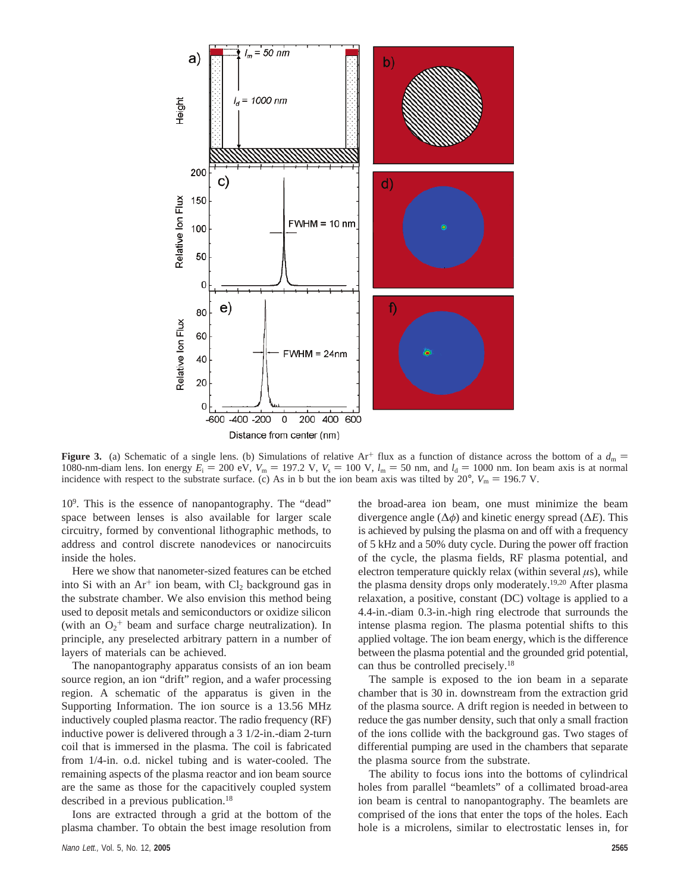**Figure 3.** (a) Schematic of a single lens. (b) Simulations of relative $Ar^+$ flux as a function of distance across the bottom of a $d_m$ = 1080-nm-diam lens. Ion energy $E_i$ = 200 eV, $V_m$ = 197.2 V, $V_s$ = 100 V, $l_m$ = 50 nm, and $l_d$ = 1000 nm. Ion beam axis is at normal incidence with respect to the substrate surface. (c) As in b but the ion beam axis was tilted by 20°, $V_m$ = 196.7 V.

$10^9$. This is the essence of nanopantography. The "dead" space between lenses is also available for larger scale circuitry, formed by conventional lithographic methods, to address and control discrete nanodevices or nanocircuits inside the holes.

Here we show that nanometer-sized features can be etched into Si with an $Ar^+$ ion beam, with $Cl_2$ background gas in the substrate chamber. We also envision this method being used to deposit metals and semiconductors or oxidize silicon (with an $O_2^+$ beam and surface charge neutralization). In principle, any preselected arbitrary pattern in a number of layers of materials can be achieved.

The nanopantography apparatus consists of an ion beam source region, an ion "drift" region, and a wafer processing region. A schematic of the apparatus is given in the Supporting Information. The ion source is a 13.56 MHz inductively coupled plasma reactor. The radio frequency (RF) inductive power is delivered through a 3 1/2-in.-diam 2-turn coil that is immersed in the plasma. The coil is fabricated from 1/4-in. o.d. nickel tubing and is water-cooled. The remaining aspects of the plasma reactor and ion beam source are the same as those for the capacitively coupled system described in a previous publication.[18]

Ions are extracted through a grid at the bottom of the plasma chamber. To obtain the best image resolution from the broad-area ion beam, one must minimize the beam divergence angle ($\Delta\phi$) and kinetic energy spread ($\Delta E$). This is achieved by pulsing the plasma on and off with a frequency of 5 kHz and a 50% duty cycle. During the power off fraction of the cycle, the plasma fields, RF plasma potential, and electron temperature quickly relax (within several $\mu$s), while the plasma density drops only moderately.[19,20] After plasma relaxation, a positive, constant (DC) voltage is applied to a 4.4-in.-diam 0.3-in.-high ring electrode that surrounds the intense plasma region. The plasma potential shifts to this applied voltage. The ion beam energy, which is the difference between the plasma potential and the grounded grid potential, can thus be controlled precisely.[18]

The sample is exposed to the ion beam in a separate chamber that is 30 in. downstream from the extraction grid of the plasma source. A drift region is needed in between to reduce the gas number density, such that only a small fraction of the ions collide with the background gas. Two stages of differential pumping are used in the chambers that separate the plasma source from the substrate.

The ability to focus ions into the bottoms of cylindrical holes from parallel "beamlets" of a collimated broad-area ion beam is central to nanopantography. The beamlets are comprised of the ions that enter the tops of the holes. Each hole is a microlens, similar to electrostatic lenses in, for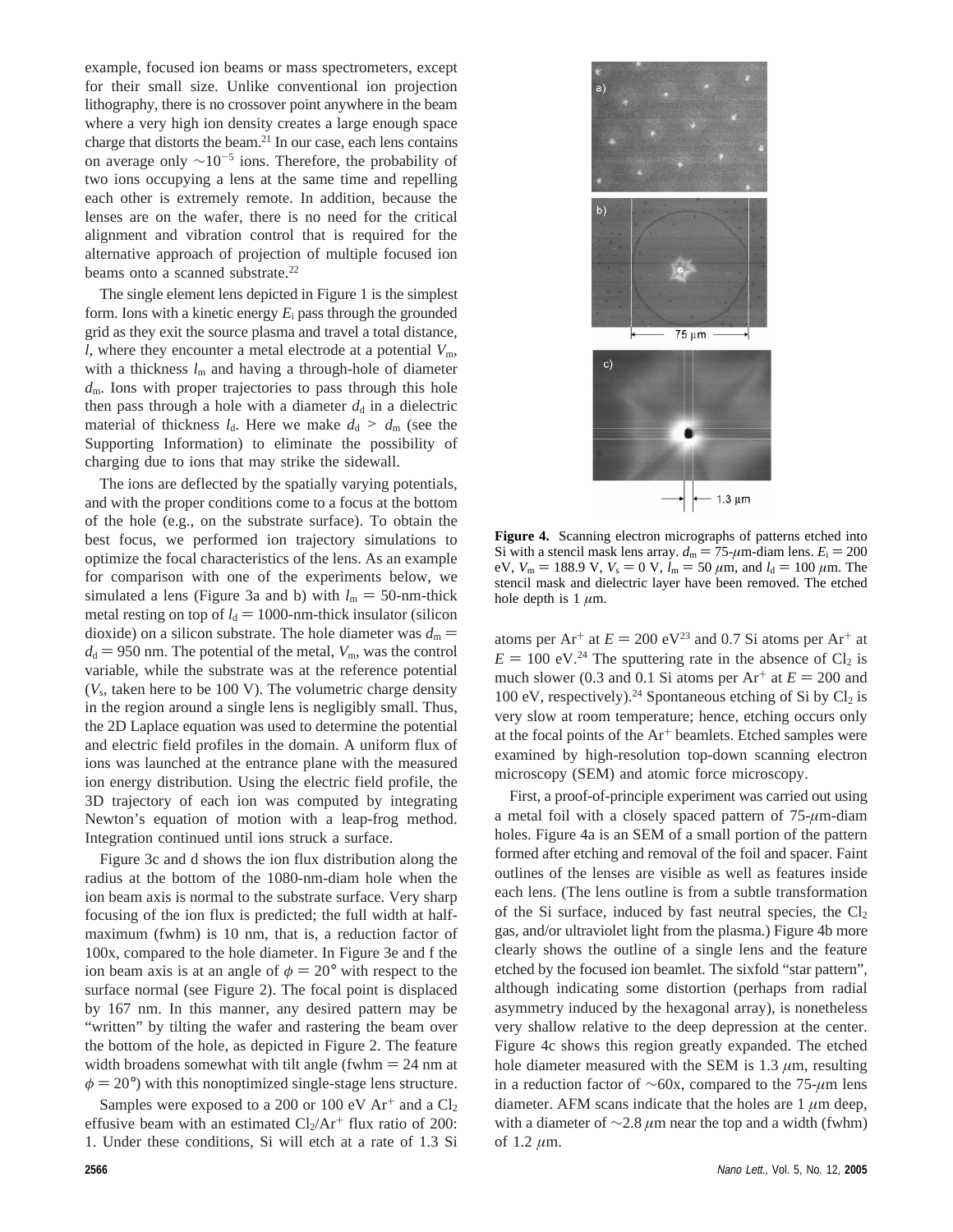example, focused ion beams or mass spectrometers, except for their small size. Unlike conventional ion projection lithography, there is no crossover point anywhere in the beam where a very high ion density creates a large enough space charge that distorts the beam.[21] In our case, each lens contains on average only $\sim 10^{-5}$ ions. Therefore, the probability of two ions occupying a lens at the same time and repelling each other is extremely remote. In addition, because the lenses are on the wafer, there is no need for the critical alignment and vibration control that is required for the alternative approach of projection of multiple focused ion beams onto a scanned substrate.[22]

The single element lens depicted in Figure 1 is the simplest form. Ions with a kinetic energy $E_i$ pass through the grounded grid as they exit the source plasma and travel a total distance, $l$, where they encounter a metal electrode at a potential $V_m$, with a thickness $l_m$ and having a through-hole of diameter $d_m$. Ions with proper trajectories to pass through this hole then pass through a hole with a diameter $d_d$ in a dielectric material of thickness $l_d$. Here we make $d_d > d_m$ (see the Supporting Information) to eliminate the possibility of charging due to ions that may strike the sidewall.

The ions are deflected by the spatially varying potentials, and with the proper conditions come to a focus at the bottom of the hole (e.g., on the substrate surface). To obtain the best focus, we performed ion trajectory simulations to optimize the focal characteristics of the lens. As an example for comparison with one of the experiments below, we simulated a lens (Figure 3a and b) with $l_m$ = 50-nm-thick metal resting on top of $l_d$ = 1000-nm-thick insulator (silicon dioxide) on a silicon substrate. The hole diameter was $d_m = d_d$ = 950 nm. The potential of the metal, $V_m$, was the control variable, while the substrate was at the reference potential ($V_s$, taken here to be 100 V). The volumetric charge density in the region around a single lens is negligibly small. Thus, the 2D Laplace equation was used to determine the potential and electric field profiles in the domain. A uniform flux of ions was launched at the entrance plane with the measured ion energy distribution. Using the electric field profile, the 3D trajectory of each ion was computed by integrating Newton's equation of motion with a leap-frog method. Integration continued until ions struck a surface.

Figure 3c and d shows the ion flux distribution along the radius at the bottom of the 1080-nm-diam hole when the ion beam axis is normal to the substrate surface. Very sharp focusing of the ion flux is predicted; the full width at half-maximum (fwhm) is 10 nm, that is, a reduction factor of 100x, compared to the hole diameter. In Figure 3e and f the ion beam axis is at an angle of $\phi = 20°$ with respect to the surface normal (see Figure 2). The focal point is displaced by 167 nm. In this manner, any desired pattern may be "written" by tilting the wafer and rastering the beam over the bottom of the hole, as depicted in Figure 2. The feature width broadens somewhat with tilt angle (fwhm = 24 nm at $\phi = 20°$) with this nonoptimized single-stage lens structure.

Samples were exposed to a 200 or 100 eV $Ar^+$ and a $Cl_2$ effusive beam with an estimated $Cl_2/Ar^+$ flux ratio of 200:1. Under these conditions, Si will etch at a rate of 1.3 Si atoms per $Ar^+$ at $E$ = 200 eV[23] and 0.7 Si atoms per $Ar^+$ at $E$ = 100 eV.[24] The sputtering rate in the absence of $Cl_2$ is much slower (0.3 and 0.1 Si atoms per $Ar^+$ at $E$ = 200 and 100 eV, respectively).[24] Spontaneous etching of Si by $Cl_2$ is very slow at room temperature; hence, etching occurs only at the focal points of the $Ar^+$ beamlets. Etched samples were examined by high-resolution top-down scanning electron microscopy (SEM) and atomic force microscopy.

**Figure 4.** Scanning electron micrographs of patterns etched into Si with a stencil mask lens array. $d_m$ = 75-$\mu$m-diam lens. $E_i$ = 200 eV, $V_m$ = 188.9 V, $V_s$ = 0 V, $l_m$ = 50 $\mu$m, and $l_d$ = 100 $\mu$m. The stencil mask and dielectric layer have been removed. The etched hole depth is 1 $\mu$m.

First, a proof-of-principle experiment was carried out using a metal foil with a closely spaced pattern of 75-$\mu$m-diam holes. Figure 4a is an SEM of a small portion of the pattern formed after etching and removal of the foil and spacer. Faint outlines of the lenses are visible as well as features inside each lens. (The lens outline is from a subtle transformation of the Si surface, induced by fast neutral species, the $Cl_2$ gas, and/or ultraviolet light from the plasma.) Figure 4b more clearly shows the outline of a single lens and the feature etched by the focused ion beamlet. The sixfold "star pattern", although indicating some distortion (perhaps from radial asymmetry induced by the hexagonal array), is nonetheless very shallow relative to the deep depression at the center. Figure 4c shows this region greatly expanded. The etched hole diameter measured with the SEM is 1.3 $\mu$m, resulting in a reduction factor of $\sim$60x, compared to the 75-$\mu$m lens diameter. AFM scans indicate that the holes are 1 $\mu$m deep, with a diameter of $\sim$2.8 $\mu$m near the top and a width (fwhm) of 1.2 $\mu$m.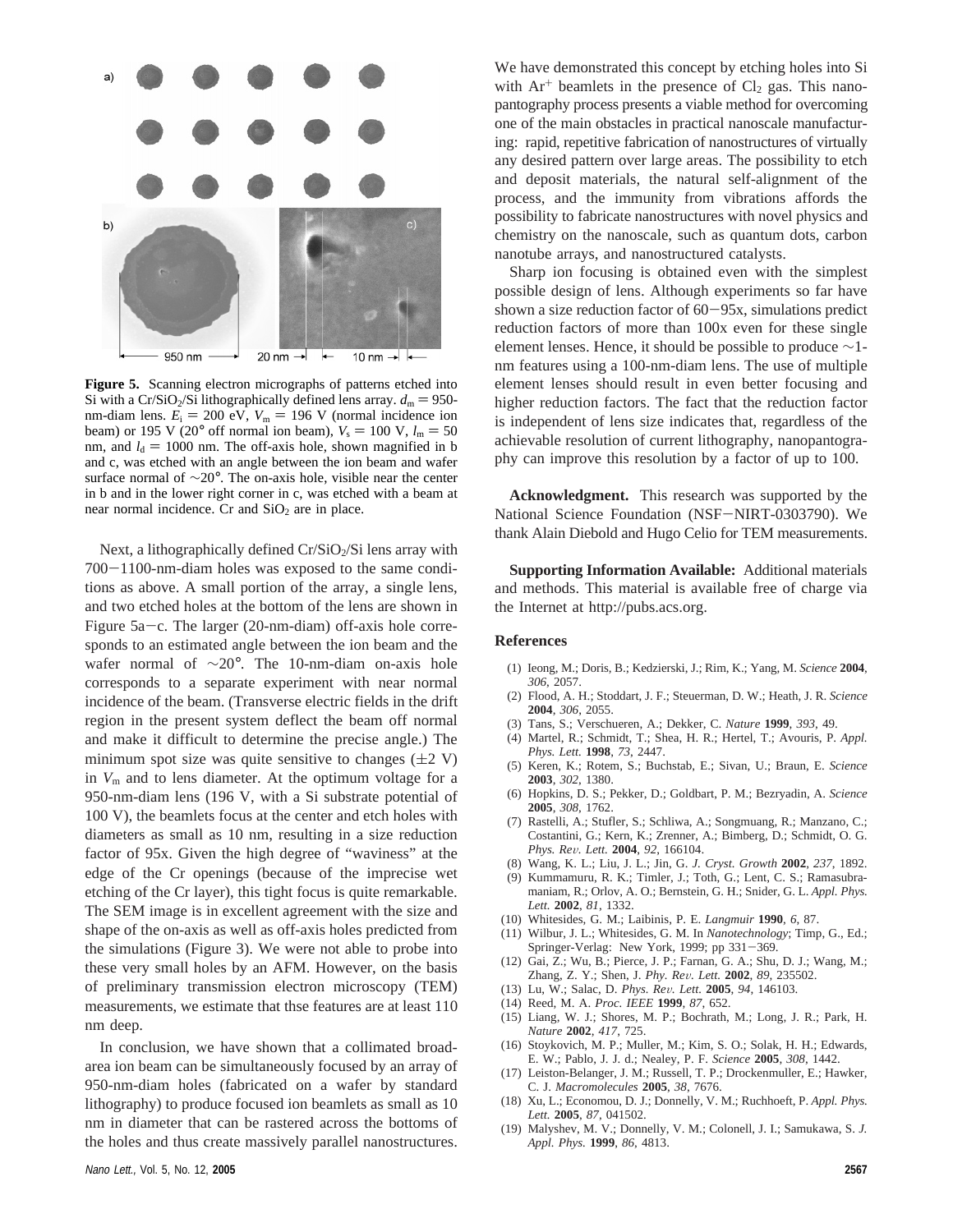**Figure 5.** Scanning electron micrographs of patterns etched into Si with a Cr/$SiO_2$/Si lithographically defined lens array. $d_m$ = 950-nm-diam lens. $E_i$ = 200 eV, $V_m$ = 196 V (normal incidence ion beam) or 195 V (20° off normal ion beam), $V_s$ = 100 V, $l_m$ = 50 nm, and $l_d$ = 1000 nm. The off-axis hole, shown magnified in b and c, was etched with an angle between the ion beam and wafer surface normal of ~20°. The on-axis hole, visible near the center in b and in the lower right corner in c, was etched with a beam at near normal incidence. Cr and $SiO_2$ are in place.

Next, a lithographically defined Cr/$SiO_2$/Si lens array with 700−1100-nm-diam holes was exposed to the same conditions as above. A small portion of the array, a single lens, and two etched holes at the bottom of the lens are shown in Figure 5a−c. The larger (20-nm-diam) off-axis hole corresponds to an estimated angle between the ion beam and the wafer normal of ~20°. The 10-nm-diam on-axis hole corresponds to a separate experiment with near normal incidence of the beam. (Transverse electric fields in the drift region in the present system deflect the beam off normal and make it difficult to determine the precise angle.) The minimum spot size was quite sensitive to changes (±2 V) in $V_m$ and to lens diameter. At the optimum voltage for a 950-nm-diam lens (196 V, with a Si substrate potential of 100 V), the beamlets focus at the center and etch holes with diameters as small as 10 nm, resulting in a size reduction factor of 95x. Given the high degree of "waviness" at the edge of the Cr openings (because of the imprecise wet etching of the Cr layer), this tight focus is quite remarkable. The SEM image is in excellent agreement with the size and shape of the on-axis as well as off-axis holes predicted from the simulations (Figure 3). We were not able to probe into these very small holes by an AFM. However, on the basis of preliminary transmission electron microscopy (TEM) measurements, we estimate that thse features are at least 110 nm deep.

In conclusion, we have shown that a collimated broad-area ion beam can be simultaneously focused by an array of 950-nm-diam holes (fabricated on a wafer by standard lithography) to produce focused ion beamlets as small as 10 nm in diameter that can be rastered across the bottoms of the holes and thus create massively parallel nanostructures. We have demonstrated this concept by etching holes into Si with $Ar^+$ beamlets in the presence of $Cl_2$ gas. This nanopantography process presents a viable method for overcoming one of the main obstacles in practical nanoscale manufacturing: rapid, repetitive fabrication of nanostructures of virtually any desired pattern over large areas. The possibility to etch and deposit materials, the natural self-alignment of the process, and the immunity from vibrations affords the possibility to fabricate nanostructures with novel physics and chemistry on the nanoscale, such as quantum dots, carbon nanotube arrays, and nanostructured catalysts.

Sharp ion focusing is obtained even with the simplest possible design of lens. Although experiments so far have shown a size reduction factor of 60−95x, simulations predict reduction factors of more than 100x even for these single element lenses. Hence, it should be possible to produce ~1-nm features using a 100-nm-diam lens. The use of multiple element lenses should result in even better focusing and higher reduction factors. The fact that the reduction factor is independent of lens size indicates that, regardless of the achievable resolution of current lithography, nanopantography can improve this resolution by a factor of up to 100.

**Acknowledgment.** This research was supported by the National Science Foundation (NSF−NIRT-0303790). We thank Alain Diebold and Hugo Celio for TEM measurements.

**Supporting Information Available:** Additional materials and methods. This material is available free of charge via the Internet at http://pubs.acs.org.

## References

(1) Ieong, M.; Doris, B.; Kedzierski, J.; Rim, K.; Yang, M. *Science* **2004**, *306*, 2057.
(2) Flood, A. H.; Stoddart, J. F.; Steuerman, D. W.; Heath, J. R. *Science* **2004**, *306*, 2055.
(3) Tans, S.; Verschueren, A.; Dekker, C. *Nature* **1999**, *393*, 49.
(4) Martel, R.; Schmidt, T.; Shea, H. R.; Hertel, T.; Avouris, P. *Appl. Phys. Lett.* **1998**, *73*, 2447.
(5) Keren, K.; Rotem, S.; Buchstab, E.; Sivan, U.; Braun, E. *Science* **2003**, *302*, 1380.
(6) Hopkins, D. S.; Pekker, D.; Goldbart, P. M.; Bezryadin, A. *Science* **2005**, *308*, 1762.
(7) Rastelli, A.; Stufler, S.; Schliwa, A.; Songmuang, R.; Manzano, C.; Costantini, G.; Kern, K.; Zrenner, A.; Bimberg, D.; Schmidt, O. G. *Phys. Rev. Lett.* **2004**, *92*, 166104.
(8) Wang, K. L.; Liu, J. L.; Jin, G. *J. Cryst. Growth* **2002**, *237*, 1892.
(9) Kummamuru, R. K.; Timler, J.; Toth, G.; Lent, C. S.; Ramasubramaniam, R.; Orlov, A. O.; Bernstein, G. H.; Snider, G. L. *Appl. Phys. Lett.* **2002**, *81*, 1332.
(10) Whitesides, G. M.; Laibinis, P. E. *Langmuir* **1990**, *6*, 87.
(11) Wilbur, J. L.; Whitesides, G. M. In *Nanotechnology*; Timp, G., Ed.; Springer-Verlag: New York, 1999; pp 331−369.
(12) Gai, Z.; Wu, B.; Pierce, J. P.; Farnan, G. A.; Shu, D. J.; Wang, M.; Zhang, Z. Y.; Shen, J. *Phy. Rev. Lett.* **2002**, *89*, 235502.
(13) Lu, W.; Salac, D. *Phys. Rev. Lett.* **2005**, *94*, 146103.
(14) Reed, M. A. *Proc. IEEE* **1999**, *87*, 652.
(15) Liang, W. J.; Shores, M. P.; Bochrath, M.; Long, J. R.; Park, H. *Nature* **2002**, *417*, 725.
(16) Stoykovich, M. P.; Muller, M.; Kim, S. O.; Solak, H. H.; Edwards, E. W.; Pablo, J. J. d.; Nealey, P. F. *Science* **2005**, *308*, 1442.
(17) Leiston-Belanger, J. M.; Russell, T. P.; Drockenmuller, E.; Hawker, C. J. *Macromolecules* **2005**, *38*, 7676.
(18) Xu, L.; Economou, D. J.; Donnelly, V. M.; Ruchhoeft, P. *Appl. Phys. Lett.* **2005**, *87*, 041502.
(19) Malyshev, M. V.; Donnelly, V. M.; Colonell, J. I.; Samukawa, S. *J. Appl. Phys.* **1999**, *86*, 4813.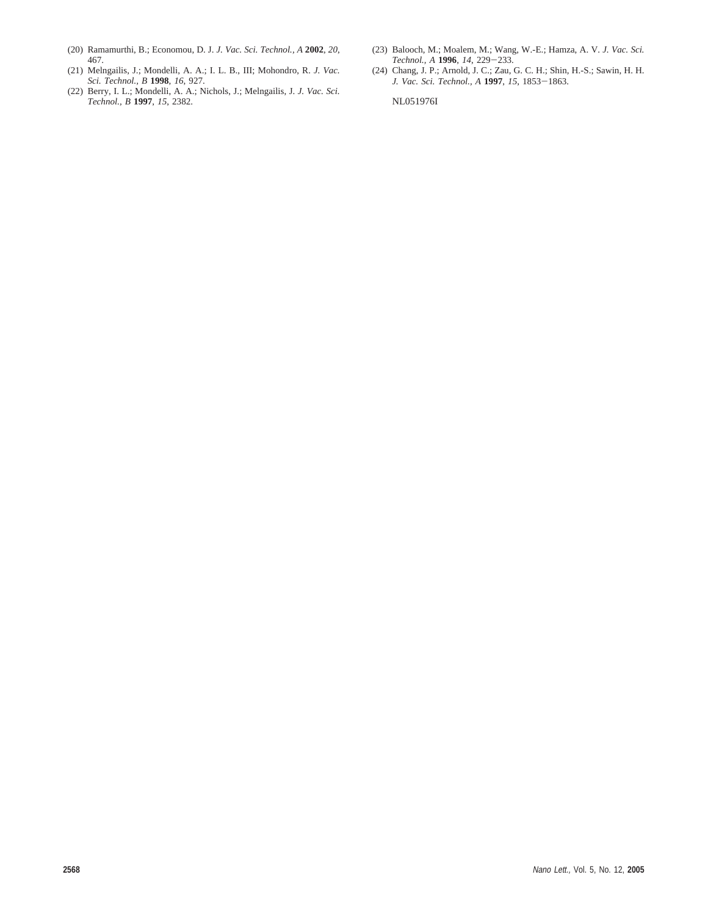(20) Ramamurthi, B.; Economou, D. J. *J. Vac. Sci. Technol., A* **2002**, *20*, 467.

(21) Melngailis, J.; Mondelli, A. A.; I. L. B., III; Mohondro, R. *J. Vac. Sci. Technol., B* **1998**, *16*, 927.

(22) Berry, I. L.; Mondelli, A. A.; Nichols, J.; Melngailis, J. *J. Vac. Sci. Technol., B* **1997**, *15*, 2382.

(23) Balooch, M.; Moalem, M.; Wang, W.-E.; Hamza, A. V. *J. Vac. Sci. Technol., A* **1996**, *14*, 229−233.

(24) Chang, J. P.; Arnold, J. C.; Zau, G. C. H.; Shin, H.-S.; Sawin, H. H. *J. Vac. Sci. Technol., A* **1997**, *15*, 1853−1863.

NL051976I